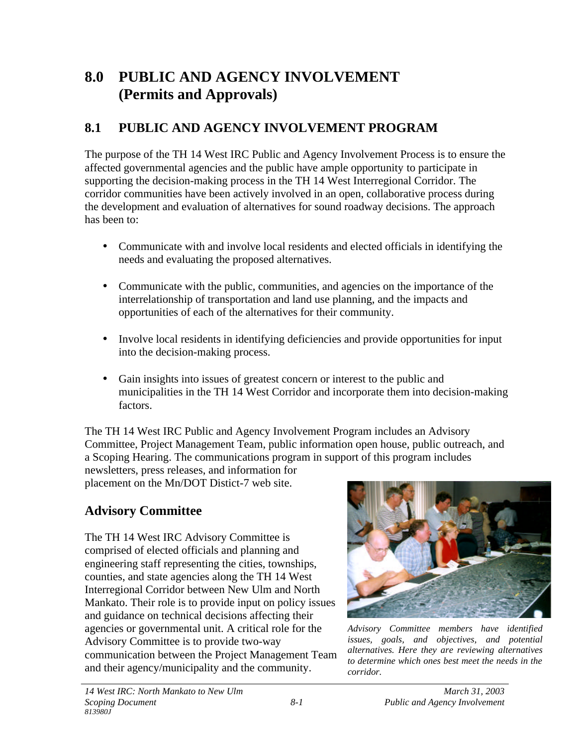# 8.0 PUBLIC AND AGENCY INVOLVEMENT (Permits and Approvals)

## 8.1 PUBLIC AND AGENCY INVOLVEMENT PROGRAM

The purpose of the TH 14 West IRC Public and Agency Involvement Process is to ensure the affected governmental agencies and the public have ample opportunity to participate in supporting the decision-making process in the TH 14 West Interregional Corridor. The corridor communities have been actively involved in an open, collaborative process during the development and evaluation of alternatives for sound roadway decisions. The approach has been to:

- Communicate with and involve local residents and elected officials in identifying the needs and evaluating the proposed alternatives.
- Communicate with the public, communities, and agencies on the importance of the interrelationship of transportation and land use planning, and the impacts and opportunities of each of the alternatives for their community.
- Involve local residents in identifying deficiencies and provide opportunities for input into the decision-making process.
- Gain insights into issues of greatest concern or interest to the public and municipalities in the TH 14 West Corridor and incorporate them into decision-making factors.

The TH 14 West IRC Public and Agency Involvement Program includes an Advisory Committee, Project Management Team, public information open house, public outreach, and a Scoping Hearing. The communications program in support of this program includes newsletters, press releases, and information for placement on the Mn/DOT Distict-7 web site.

### Advisory Committee

The TH 14 West IRC Advisory Committee is comprised of elected officials and planning and engineering staff representing the cities, townships, counties, and state agencies along the TH 14 West Interregional Corridor between New Ulm and North Mankato. Their role is to provide input on policy issues and guidance on technical decisions affecting their agencies or governmental unit. A critical role for the Advisory Committee is to provide two-way communication between the Project Management Team and their agency/municipality and the community.

*Advisory Committee members have identified issues, goals, and objectives, and potential alternatives. Here they are reviewing alternatives to determine which ones best meet the needs in the corridor.*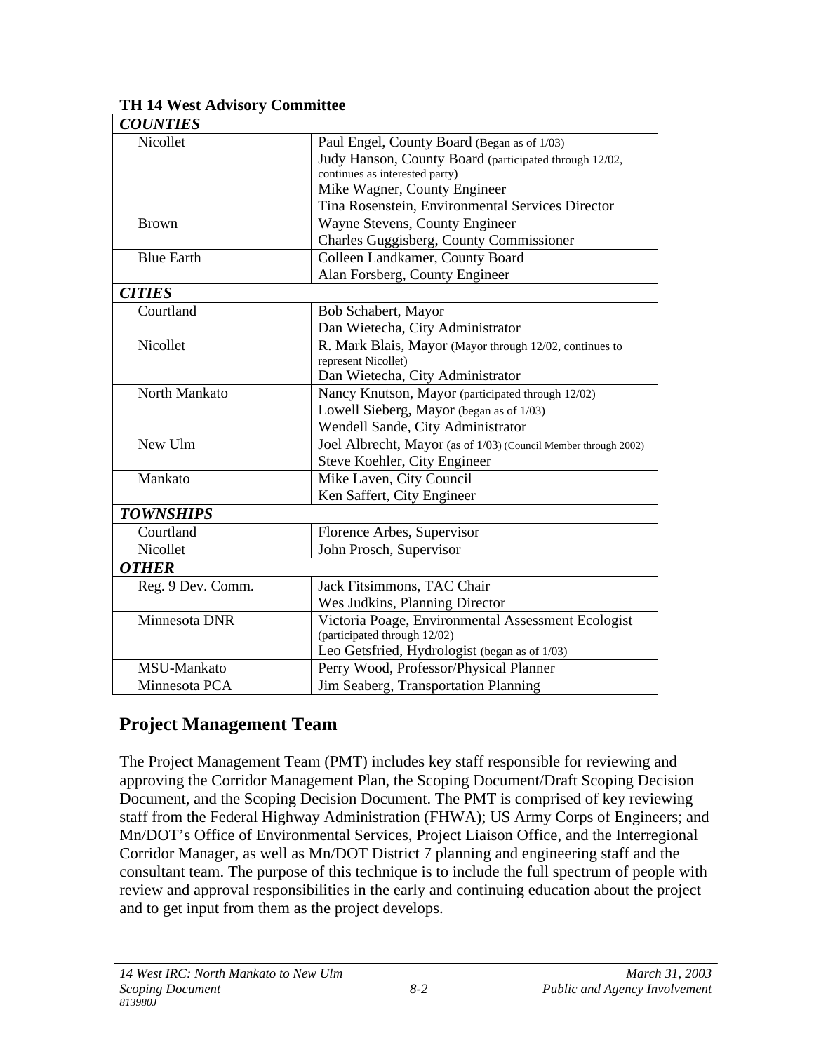**TH 14 West Advisory Committee**

| *COUNTIES* | |
|---|---|
| Nicollet | Paul Engel, County Board (Began as of 1/03)<br>Judy Hanson, County Board (participated through 12/02, continues as interested party)<br>Mike Wagner, County Engineer<br>Tina Rosenstein, Environmental Services Director |
| Brown | Wayne Stevens, County Engineer<br>Charles Guggisberg, County Commissioner |
| Blue Earth | Colleen Landkamer, County Board<br>Alan Forsberg, County Engineer |
| ***CITIES*** | |
| Courtland | Bob Schabert, Mayor<br>Dan Wietecha, City Administrator |
| Nicollet | R. Mark Blais, Mayor (Mayor through 12/02, continues to represent Nicollet)<br>Dan Wietecha, City Administrator |
| North Mankato | Nancy Knutson, Mayor (participated through 12/02)<br>Lowell Sieberg, Mayor (began as of 1/03)<br>Wendell Sande, City Administrator |
| New Ulm | Joel Albrecht, Mayor (as of 1/03) (Council Member through 2002)<br>Steve Koehler, City Engineer |
| Mankato | Mike Laven, City Council<br>Ken Saffert, City Engineer |
| ***TOWNSHIPS*** | |
| Courtland | Florence Arbes, Supervisor |
| Nicollet | John Prosch, Supervisor |
| ***OTHER*** | |
| Reg. 9 Dev. Comm. | Jack Fitsimmons, TAC Chair<br>Wes Judkins, Planning Director |
| Minnesota DNR | Victoria Poage, Environmental Assessment Ecologist (participated through 12/02)<br>Leo Getsfried, Hydrologist (began as of 1/03) |
| MSU-Mankato | Perry Wood, Professor/Physical Planner |
| Minnesota PCA | Jim Seaberg, Transportation Planning |

## Project Management Team

The Project Management Team (PMT) includes key staff responsible for reviewing and approving the Corridor Management Plan, the Scoping Document/Draft Scoping Decision Document, and the Scoping Decision Document. The PMT is comprised of key reviewing staff from the Federal Highway Administration (FHWA); US Army Corps of Engineers; and Mn/DOT's Office of Environmental Services, Project Liaison Office, and the Interregional Corridor Manager, as well as Mn/DOT District 7 planning and engineering staff and the consultant team. The purpose of this technique is to include the full spectrum of people with review and approval responsibilities in the early and continuing education about the project and to get input from them as the project develops.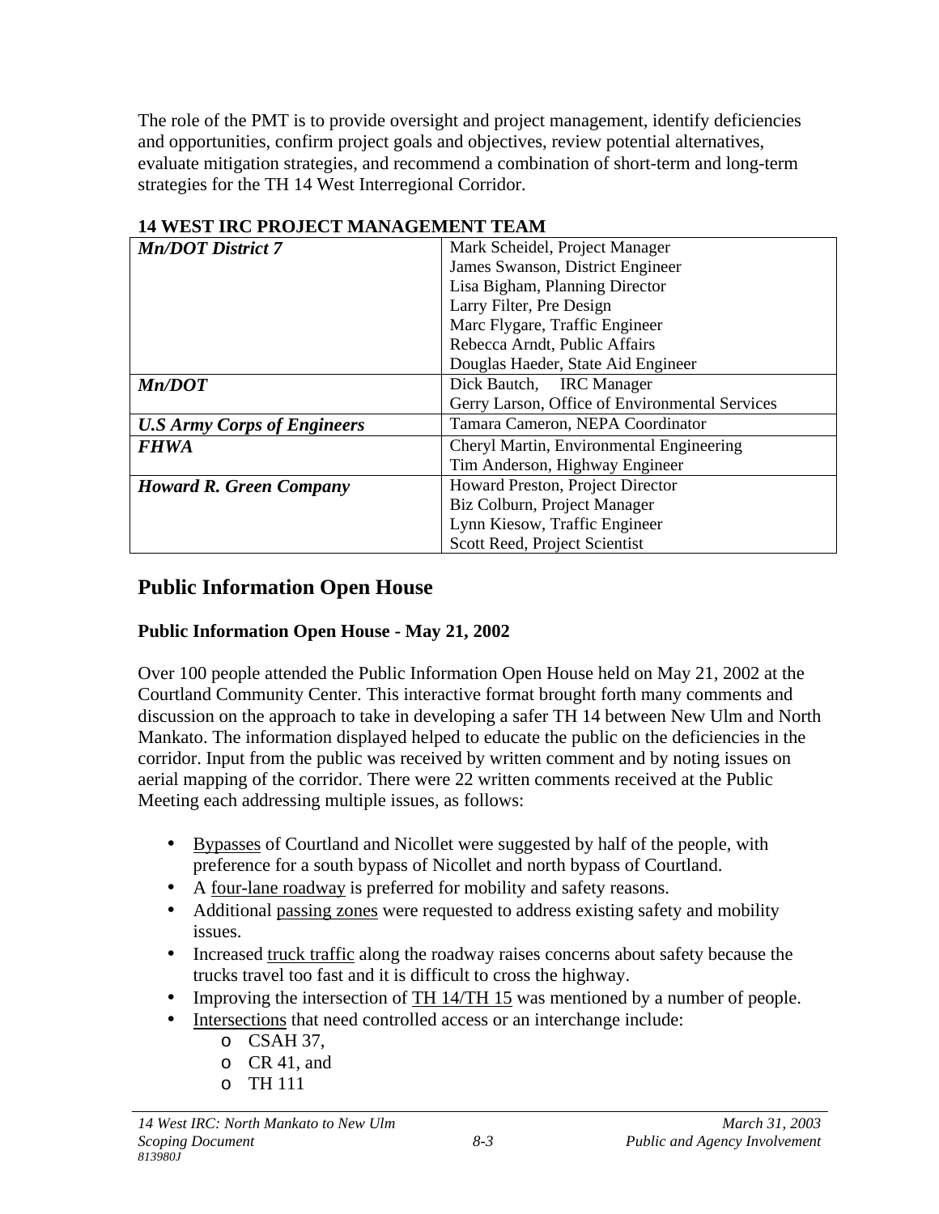The role of the PMT is to provide oversight and project management, identify deficiencies and opportunities, confirm project goals and objectives, review potential alternatives, evaluate mitigation strategies, and recommend a combination of short-term and long-term strategies for the TH 14 West Interregional Corridor.

**14 WEST IRC PROJECT MANAGEMENT TEAM**

| | |
|---|---|
| ***Mn/DOT District 7*** | Mark Scheidel, Project Manager<br>James Swanson, District Engineer<br>Lisa Bigham, Planning Director<br>Larry Filter, Pre Design<br>Marc Flygare, Traffic Engineer<br>Rebecca Arndt, Public Affairs<br>Douglas Haeder, State Aid Engineer |
| ***Mn/DOT*** | Dick Bautch, IRC Manager<br>Gerry Larson, Office of Environmental Services |
| ***U.S Army Corps of Engineers*** | Tamara Cameron, NEPA Coordinator |
| ***FHWA*** | Cheryl Martin, Environmental Engineering<br>Tim Anderson, Highway Engineer |
| ***Howard R. Green Company*** | Howard Preston, Project Director<br>Biz Colburn, Project Manager<br>Lynn Kiesow, Traffic Engineer<br>Scott Reed, Project Scientist |

## Public Information Open House

### Public Information Open House - May 21, 2002

Over 100 people attended the Public Information Open House held on May 21, 2002 at the Courtland Community Center. This interactive format brought forth many comments and discussion on the approach to take in developing a safer TH 14 between New Ulm and North Mankato. The information displayed helped to educate the public on the deficiencies in the corridor. Input from the public was received by written comment and by noting issues on aerial mapping of the corridor. There were 22 written comments received at the Public Meeting each addressing multiple issues, as follows:

- Bypasses of Courtland and Nicollet were suggested by half of the people, with preference for a south bypass of Nicollet and north bypass of Courtland.
- A four-lane roadway is preferred for mobility and safety reasons.
- Additional passing zones were requested to address existing safety and mobility issues.
- Increased truck traffic along the roadway raises concerns about safety because the trucks travel too fast and it is difficult to cross the highway.
- Improving the intersection of TH 14/TH 15 was mentioned by a number of people.
- Intersections that need controlled access or an interchange include:
  - CSAH 37,
  - CR 41, and
  - TH 111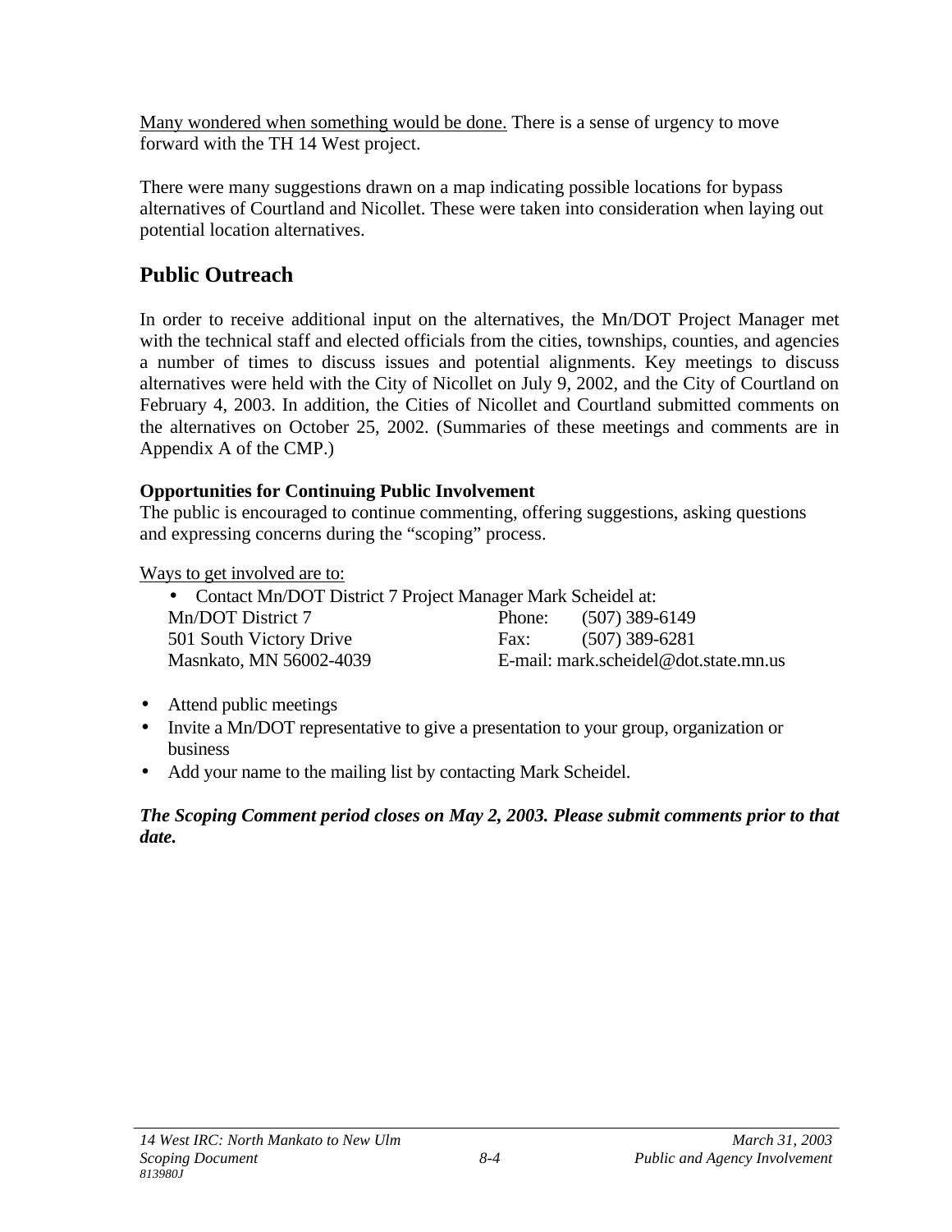<u>Many wondered when something would be done.</u> There is a sense of urgency to move forward with the TH 14 West project.

There were many suggestions drawn on a map indicating possible locations for bypass alternatives of Courtland and Nicollet. These were taken into consideration when laying out potential location alternatives.

## Public Outreach

In order to receive additional input on the alternatives, the Mn/DOT Project Manager met with the technical staff and elected officials from the cities, townships, counties, and agencies a number of times to discuss issues and potential alignments. Key meetings to discuss alternatives were held with the City of Nicollet on July 9, 2002, and the City of Courtland on February 4, 2003. In addition, the Cities of Nicollet and Courtland submitted comments on the alternatives on October 25, 2002. (Summaries of these meetings and comments are in Appendix A of the CMP.)

### Opportunities for Continuing Public Involvement

The public is encouraged to continue commenting, offering suggestions, asking questions and expressing concerns during the "scoping" process.

<u>Ways to get involved are to:</u>

- Contact Mn/DOT District 7 Project Manager Mark Scheidel at:

  Mn/DOT District 7
  501 South Victory Drive
  Masnkato, MN 56002-4039

  Phone: (507) 389-6149
  Fax: (507) 389-6281
  E-mail: mark.scheidel@dot.state.mn.us

- Attend public meetings
- Invite a Mn/DOT representative to give a presentation to your group, organization or business
- Add your name to the mailing list by contacting Mark Scheidel.

***The Scoping Comment period closes on May 2, 2003. Please submit comments prior to that date.***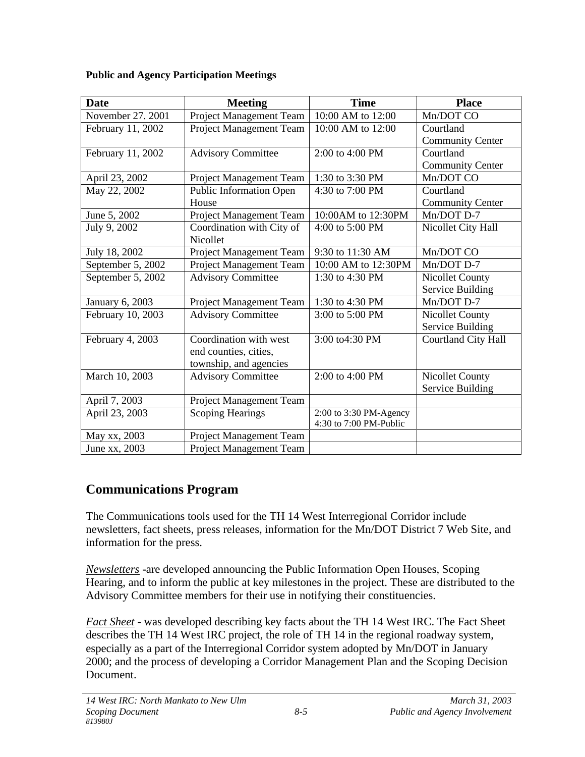**Public and Agency Participation Meetings**

| Date | Meeting | Time | Place |
|---|---|---|---|
| November 27. 2001 | Project Management Team | 10:00 AM to 12:00 | Mn/DOT CO |
| February 11, 2002 | Project Management Team | 10:00 AM to 12:00 | Courtland Community Center |
| February 11, 2002 | Advisory Committee | 2:00 to 4:00 PM | Courtland Community Center |
| April 23, 2002 | Project Management Team | 1:30 to 3:30 PM | Mn/DOT CO |
| May 22, 2002 | Public Information Open House | 4:30 to 7:00 PM | Courtland Community Center |
| June 5, 2002 | Project Management Team | 10:00AM to 12:30PM | Mn/DOT D-7 |
| July 9, 2002 | Coordination with City of Nicollet | 4:00 to 5:00 PM | Nicollet City Hall |
| July 18, 2002 | Project Management Team | 9:30 to 11:30 AM | Mn/DOT CO |
| September 5, 2002 | Project Management Team | 10:00 AM to 12:30PM | Mn/DOT D-7 |
| September 5, 2002 | Advisory Committee | 1:30 to 4:30 PM | Nicollet County Service Building |
| January 6, 2003 | Project Management Team | 1:30 to 4:30 PM | Mn/DOT D-7 |
| February 10, 2003 | Advisory Committee | 3:00 to 5:00 PM | Nicollet County Service Building |
| February 4, 2003 | Coordination with west end counties, cities, township, and agencies | 3:00 to4:30 PM | Courtland City Hall |
| March 10, 2003 | Advisory Committee | 2:00 to 4:00 PM | Nicollet County Service Building |
| April 7, 2003 | Project Management Team | | |
| April 23, 2003 | Scoping Hearings | 2:00 to 3:30 PM-Agency 4:30 to 7:00 PM-Public | |
| May xx, 2003 | Project Management Team | | |
| June xx, 2003 | Project Management Team | | |

## Communications Program

The Communications tools used for the TH 14 West Interregional Corridor include newsletters, fact sheets, press releases, information for the Mn/DOT District 7 Web Site, and information for the press.

*Newsletters* **-**are developed announcing the Public Information Open Houses, Scoping Hearing, and to inform the public at key milestones in the project. These are distributed to the Advisory Committee members for their use in notifying their constituencies.

*Fact Sheet* - was developed describing key facts about the TH 14 West IRC. The Fact Sheet describes the TH 14 West IRC project, the role of TH 14 in the regional roadway system, especially as a part of the Interregional Corridor system adopted by Mn/DOT in January 2000; and the process of developing a Corridor Management Plan and the Scoping Decision Document.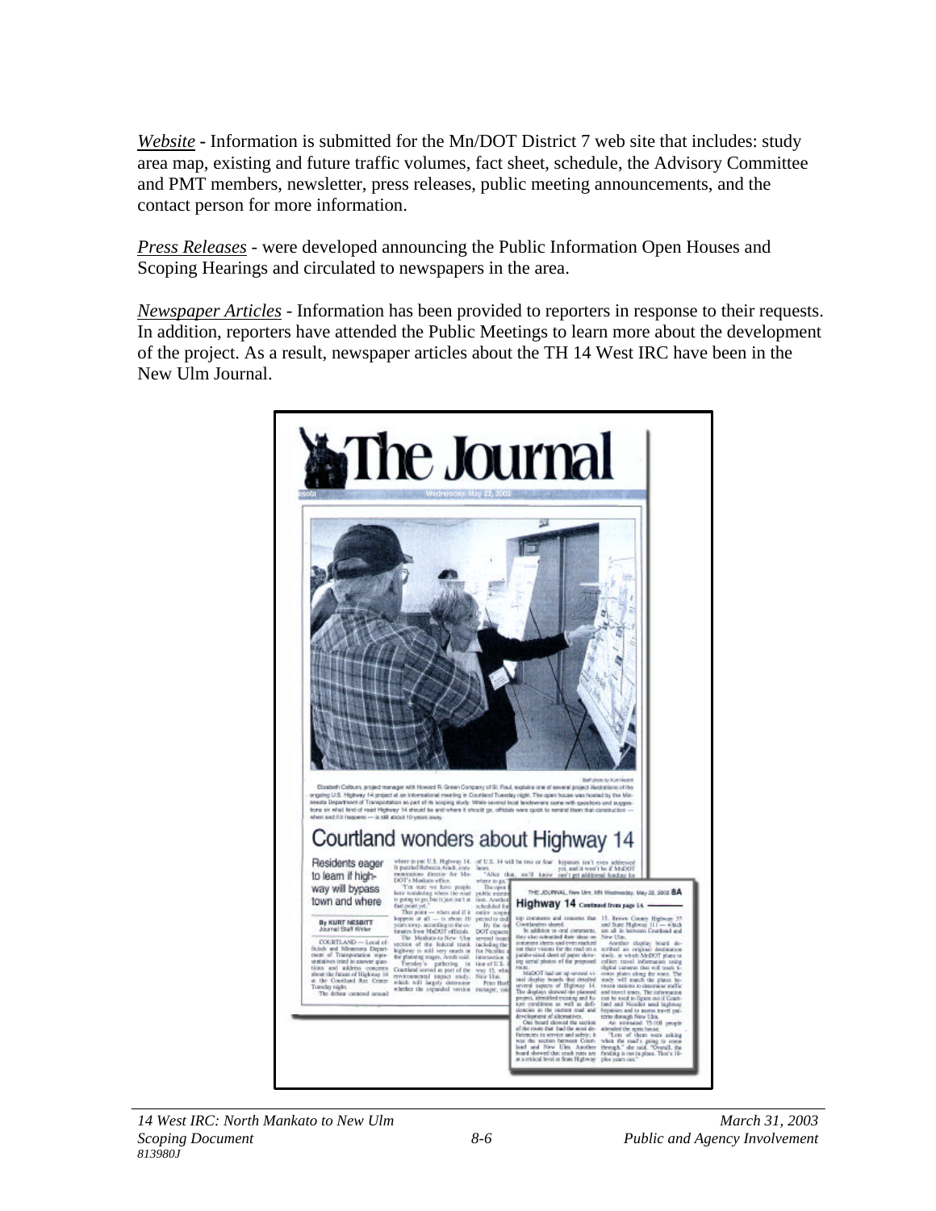*Website* **-** Information is submitted for the Mn/DOT District 7 web site that includes: study area map, existing and future traffic volumes, fact sheet, schedule, the Advisory Committee and PMT members, newsletter, press releases, public meeting announcements, and the contact person for more information.

*Press Releases* - were developed announcing the Public Information Open Houses and Scoping Hearings and circulated to newspapers in the area.

*Newspaper Articles* - Information has been provided to reporters in response to their requests. In addition, reporters have attended the Public Meetings to learn more about the development of the project. As a result, newspaper articles about the TH 14 West IRC have been in the New Ulm Journal.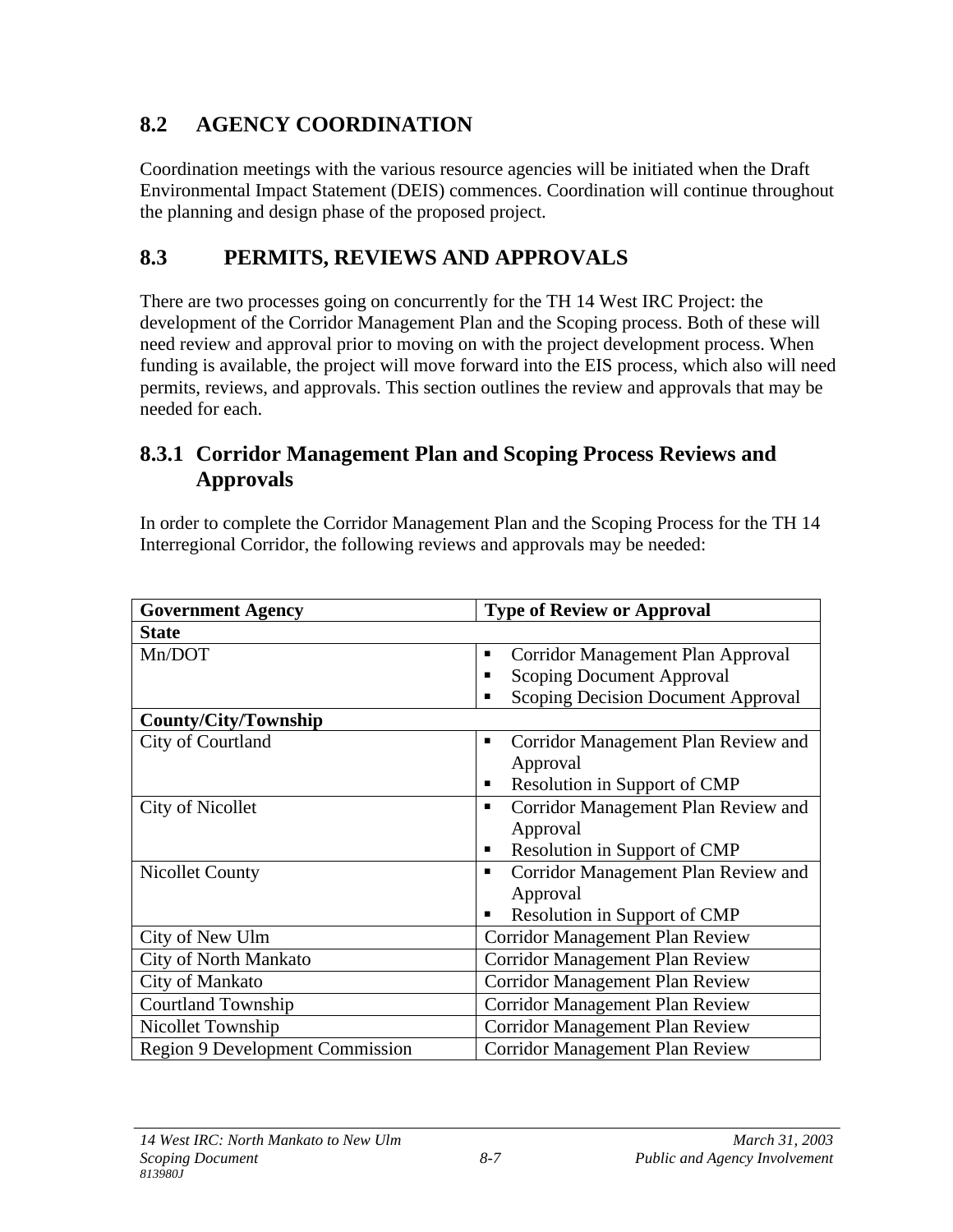## 8.2 AGENCY COORDINATION

Coordination meetings with the various resource agencies will be initiated when the Draft Environmental Impact Statement (DEIS) commences. Coordination will continue throughout the planning and design phase of the proposed project.

## 8.3 PERMITS, REVIEWS AND APPROVALS

There are two processes going on concurrently for the TH 14 West IRC Project: the development of the Corridor Management Plan and the Scoping process. Both of these will need review and approval prior to moving on with the project development process. When funding is available, the project will move forward into the EIS process, which also will need permits, reviews, and approvals. This section outlines the review and approvals that may be needed for each.

### 8.3.1 Corridor Management Plan and Scoping Process Reviews and Approvals

In order to complete the Corridor Management Plan and the Scoping Process for the TH 14 Interregional Corridor, the following reviews and approvals may be needed:

| Government Agency | Type of Review or Approval |
|---|---|
| **State** | |
| Mn/DOT | ▪ Corridor Management Plan Approval<br>▪ Scoping Document Approval<br>▪ Scoping Decision Document Approval |
| **County/City/Township** | |
| City of Courtland | ▪ Corridor Management Plan Review and Approval<br>▪ Resolution in Support of CMP |
| City of Nicollet | ▪ Corridor Management Plan Review and Approval<br>▪ Resolution in Support of CMP |
| Nicollet County | ▪ Corridor Management Plan Review and Approval<br>▪ Resolution in Support of CMP |
| City of New Ulm | Corridor Management Plan Review |
| City of North Mankato | Corridor Management Plan Review |
| City of Mankato | Corridor Management Plan Review |
| Courtland Township | Corridor Management Plan Review |
| Nicollet Township | Corridor Management Plan Review |
| Region 9 Development Commission | Corridor Management Plan Review |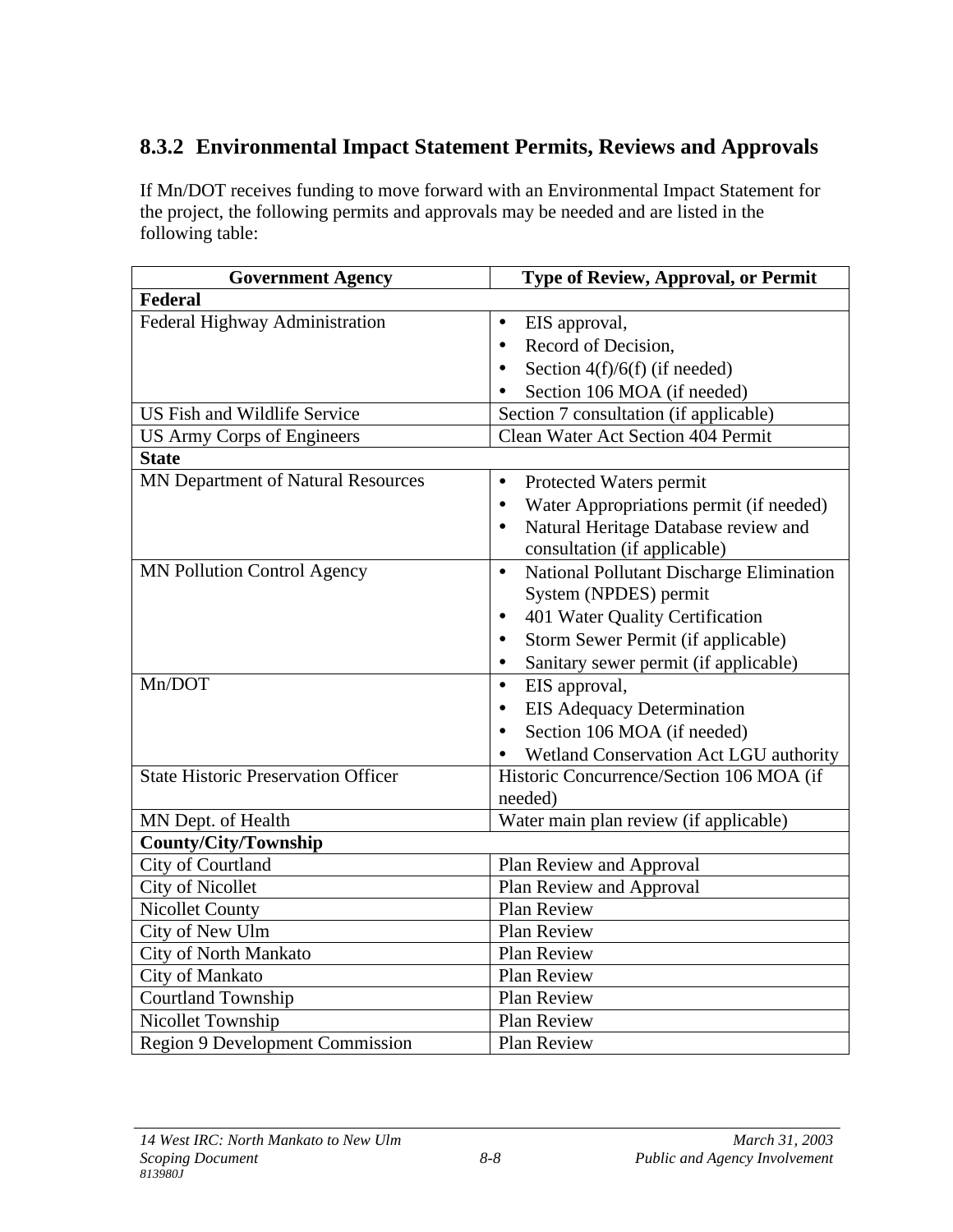### 8.3.2 Environmental Impact Statement Permits, Reviews and Approvals

If Mn/DOT receives funding to move forward with an Environmental Impact Statement for the project, the following permits and approvals may be needed and are listed in the following table:

| Government Agency | Type of Review, Approval, or Permit |
|---|---|
| **Federal** | |
| Federal Highway Administration | • EIS approval,<br>• Record of Decision,<br>• Section 4(f)/6(f) (if needed)<br>• Section 106 MOA (if needed) |
| US Fish and Wildlife Service | Section 7 consultation (if applicable) |
| US Army Corps of Engineers | Clean Water Act Section 404 Permit |
| **State** | |
| MN Department of Natural Resources | • Protected Waters permit<br>• Water Appropriations permit (if needed)<br>• Natural Heritage Database review and consultation (if applicable) |
| MN Pollution Control Agency | • National Pollutant Discharge Elimination System (NPDES) permit<br>• 401 Water Quality Certification<br>• Storm Sewer Permit (if applicable)<br>• Sanitary sewer permit (if applicable) |
| Mn/DOT | • EIS approval,<br>• EIS Adequacy Determination<br>• Section 106 MOA (if needed)<br>• Wetland Conservation Act LGU authority |
| State Historic Preservation Officer | Historic Concurrence/Section 106 MOA (if needed) |
| MN Dept. of Health | Water main plan review (if applicable) |
| **County/City/Township** | |
| City of Courtland | Plan Review and Approval |
| City of Nicollet | Plan Review and Approval |
| Nicollet County | Plan Review |
| City of New Ulm | Plan Review |
| City of North Mankato | Plan Review |
| City of Mankato | Plan Review |
| Courtland Township | Plan Review |
| Nicollet Township | Plan Review |
| Region 9 Development Commission | Plan Review |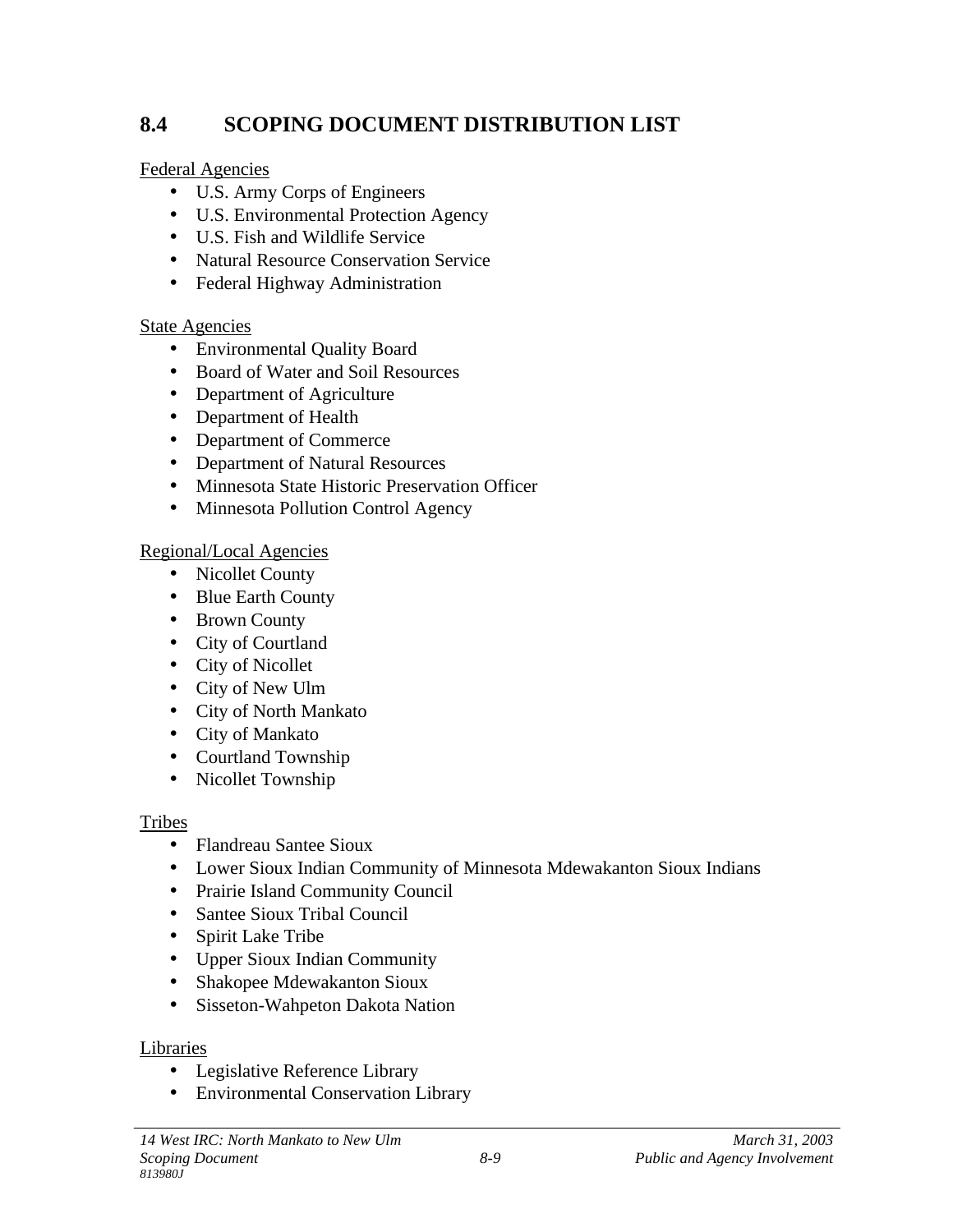## 8.4 SCOPING DOCUMENT DISTRIBUTION LIST

Federal Agencies

- U.S. Army Corps of Engineers
- U.S. Environmental Protection Agency
- U.S. Fish and Wildlife Service
- Natural Resource Conservation Service
- Federal Highway Administration

State Agencies

- Environmental Quality Board
- Board of Water and Soil Resources
- Department of Agriculture
- Department of Health
- Department of Commerce
- Department of Natural Resources
- Minnesota State Historic Preservation Officer
- Minnesota Pollution Control Agency

Regional/Local Agencies

- Nicollet County
- Blue Earth County
- Brown County
- City of Courtland
- City of Nicollet
- City of New Ulm
- City of North Mankato
- City of Mankato
- Courtland Township
- Nicollet Township

Tribes

- Flandreau Santee Sioux
- Lower Sioux Indian Community of Minnesota Mdewakanton Sioux Indians
- Prairie Island Community Council
- Santee Sioux Tribal Council
- Spirit Lake Tribe
- Upper Sioux Indian Community
- Shakopee Mdewakanton Sioux
- Sisseton-Wahpeton Dakota Nation

Libraries

- Legislative Reference Library
- Environmental Conservation Library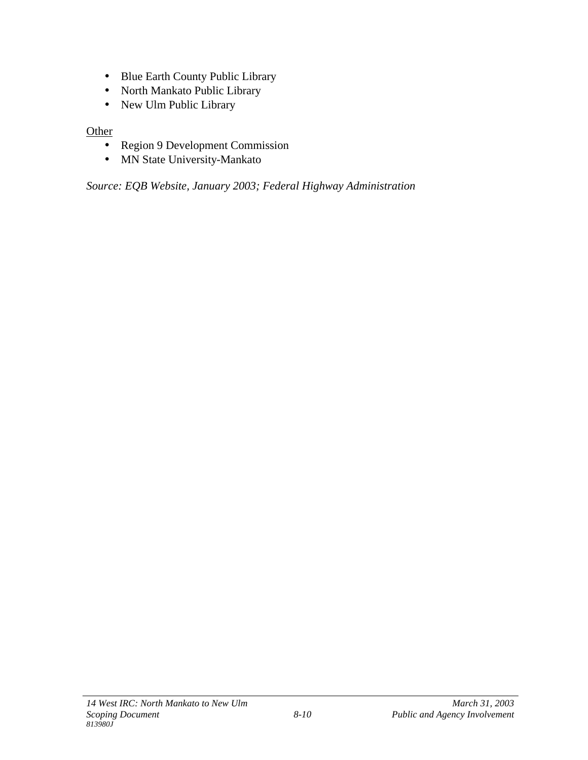- Blue Earth County Public Library
- North Mankato Public Library
- New Ulm Public Library

Other

- Region 9 Development Commission
- MN State University-Mankato

*Source: EQB Website, January 2003; Federal Highway Administration*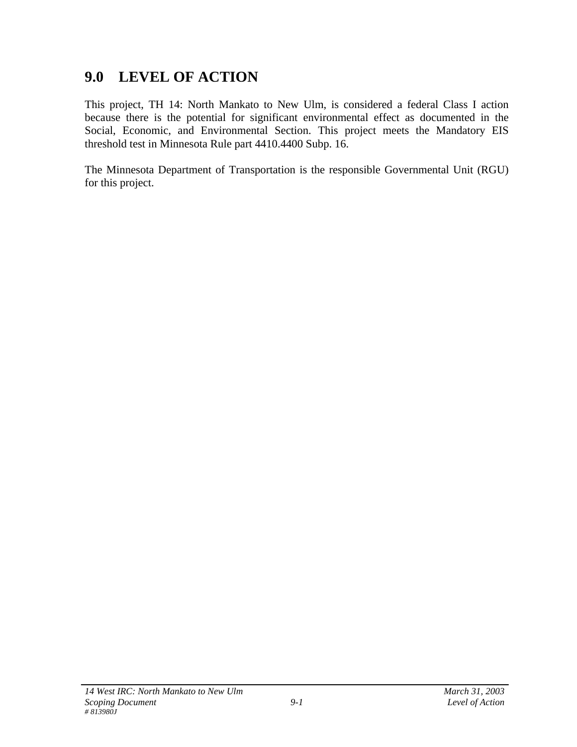# 9.0 LEVEL OF ACTION

This project, TH 14: North Mankato to New Ulm, is considered a federal Class I action because there is the potential for significant environmental effect as documented in the Social, Economic, and Environmental Section. This project meets the Mandatory EIS threshold test in Minnesota Rule part 4410.4400 Subp. 16.

The Minnesota Department of Transportation is the responsible Governmental Unit (RGU) for this project.